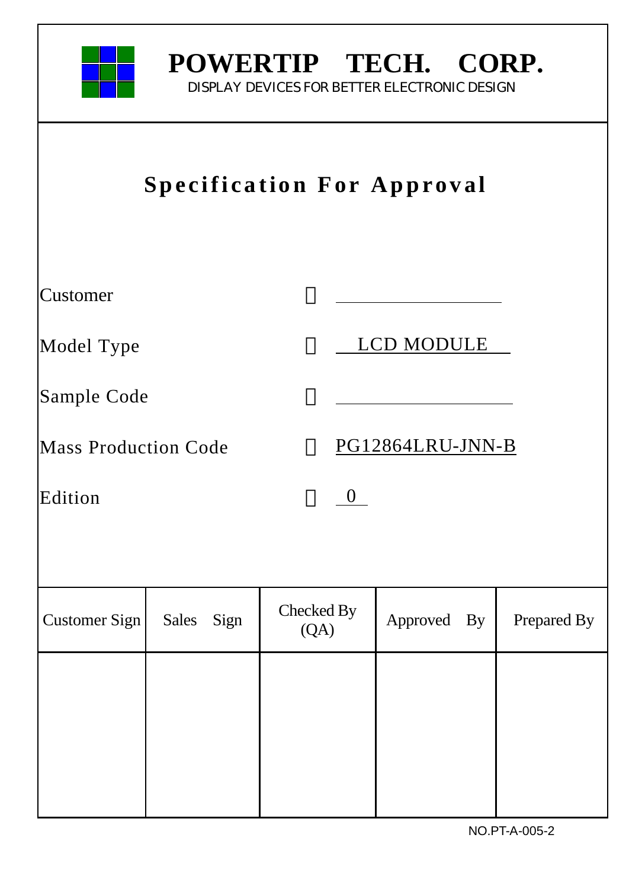# POWERTIP TECH. CORP.

DISPLAY DEVICES FOR BETTER ELECTRONIC DESIGN

## Specification For Approval

Customer : ________________

Model Type : LCD MODULE

Sample Code : ________________

Mass Production Code : PG12864LRU-JNN-B

Edition : 0

| Customer Sign | Sales Sign | Checked By (QA) | Approved By | Prepared By |
|---|---|---|---|---|
| | | | | |

NO.PT-A-005-2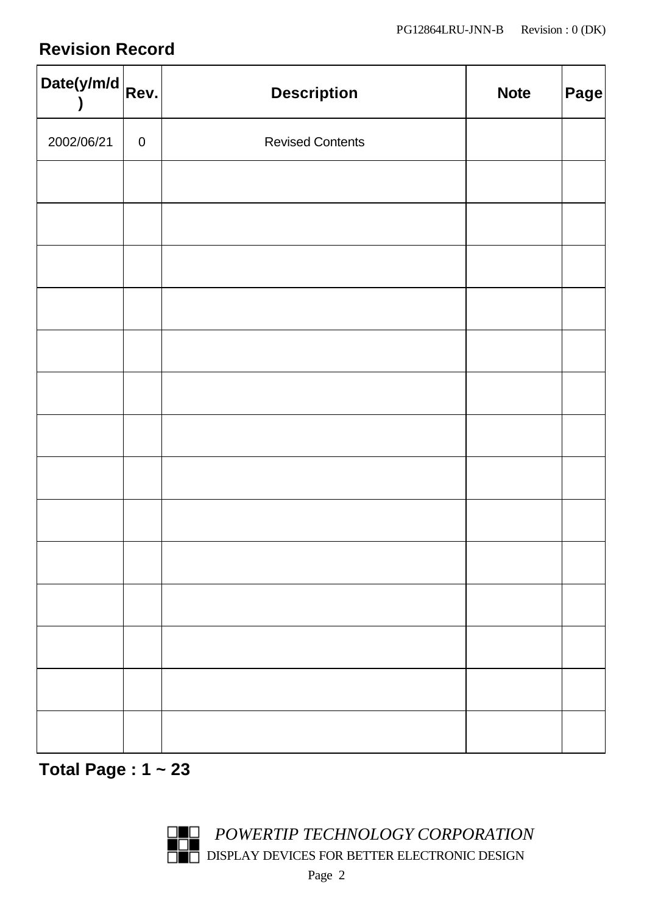## Revision Record

| Date(y/m/d) | Rev. | Description | Note | Page |
|---|---|---|---|---|
| 2002/06/21 | 0 | Revised Contents | | |
| | | | | |
| | | | | |
| | | | | |
| | | | | |
| | | | | |
| | | | | |
| | | | | |
| | | | | |
| | | | | |
| | | | | |
| | | | | |
| | | | | |
| | | | | |
| | | | | |

**Total Page : 1 ~ 23**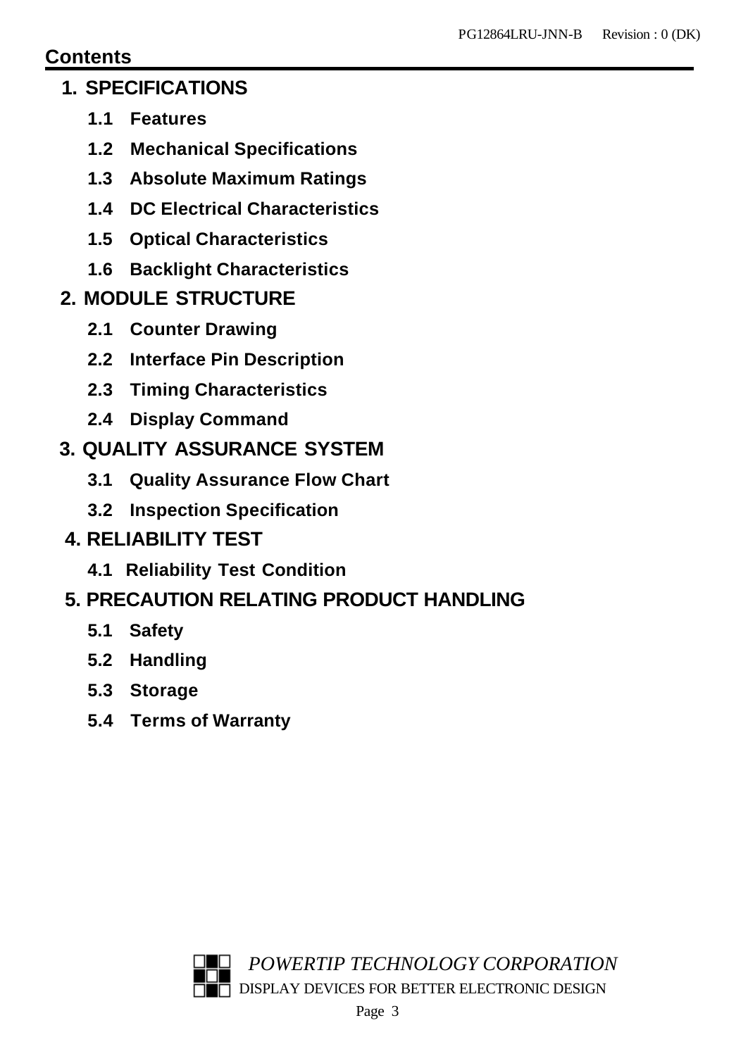## Contents

1. **SPECIFICATIONS**
   - **1.1 Features**
   - **1.2 Mechanical Specifications**
   - **1.3 Absolute Maximum Ratings**
   - **1.4 DC Electrical Characteristics**
   - **1.5 Optical Characteristics**
   - **1.6 Backlight Characteristics**
2. **MODULE STRUCTURE**
   - **2.1 Counter Drawing**
   - **2.2 Interface Pin Description**
   - **2.3 Timing Characteristics**
   - **2.4 Display Command**
3. **QUALITY ASSURANCE SYSTEM**
   - **3.1 Quality Assurance Flow Chart**
   - **3.2 Inspection Specification**
4. **RELIABILITY TEST**
   - **4.1 Reliability Test Condition**
5. **PRECAUTION RELATING PRODUCT HANDLING**
   - **5.1 Safety**
   - **5.2 Handling**
   - **5.3 Storage**
   - **5.4 Terms of Warranty**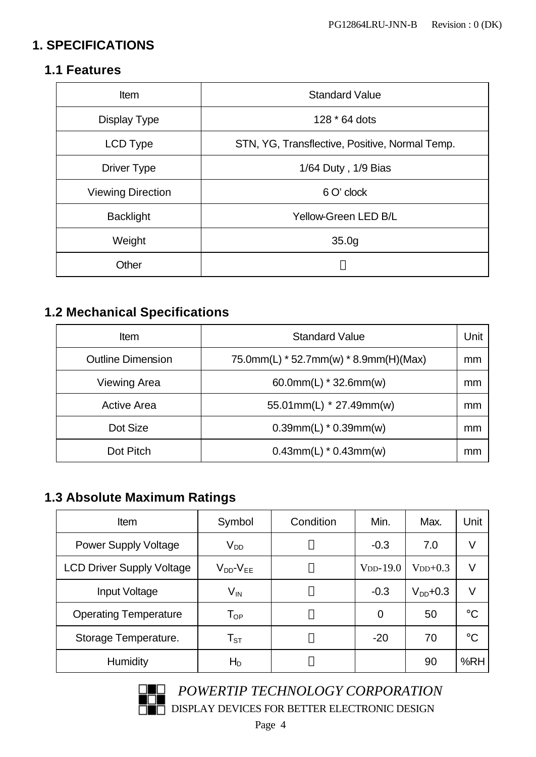# 1. SPECIFICATIONS

## 1.1 Features

| Item | Standard Value |
|---|---|
| Display Type | 128 * 64 dots |
| LCD Type | STN, YG, Transflective, Positive, Normal Temp. |
| Driver Type | 1/64 Duty , 1/9 Bias |
| Viewing Direction | 6 O' clock |
| Backlight | Yellow-Green LED B/L |
| Weight | 35.0g |
| Other | － |

## 1.2 Mechanical Specifications

| Item | Standard Value | Unit |
|---|---|---|
| Outline Dimension | 75.0mm(L) * 52.7mm(w) * 8.9mm(H)(Max) | mm |
| Viewing Area | 60.0mm(L) * 32.6mm(w) | mm |
| Active Area | 55.01mm(L) * 27.49mm(w) | mm |
| Dot Size | 0.39mm(L) * 0.39mm(w) | mm |
| Dot Pitch | 0.43mm(L) * 0.43mm(w) | mm |

## 1.3 Absolute Maximum Ratings

| Item | Symbol | Condition | Min. | Max. | Unit |
|---|---|---|---|---|---|
| Power Supply Voltage | $V_{DD}$ | － | -0.3 | 7.0 | V |
| LCD Driver Supply Voltage | $V_{DD}$-$V_{EE}$ | － | $V_{DD}$-19.0 | $V_{DD}$+0.3 | V |
| Input Voltage | $V_{IN}$ | － | -0.3 | $V_{DD}$+0.3 | V |
| Operating Temperature | $T_{OP}$ | － | 0 | 50 | °C |
| Storage Temperature. | $T_{ST}$ | － | -20 | 70 | °C |
| Humidity | $H_D$ | － | | 90 | %RH |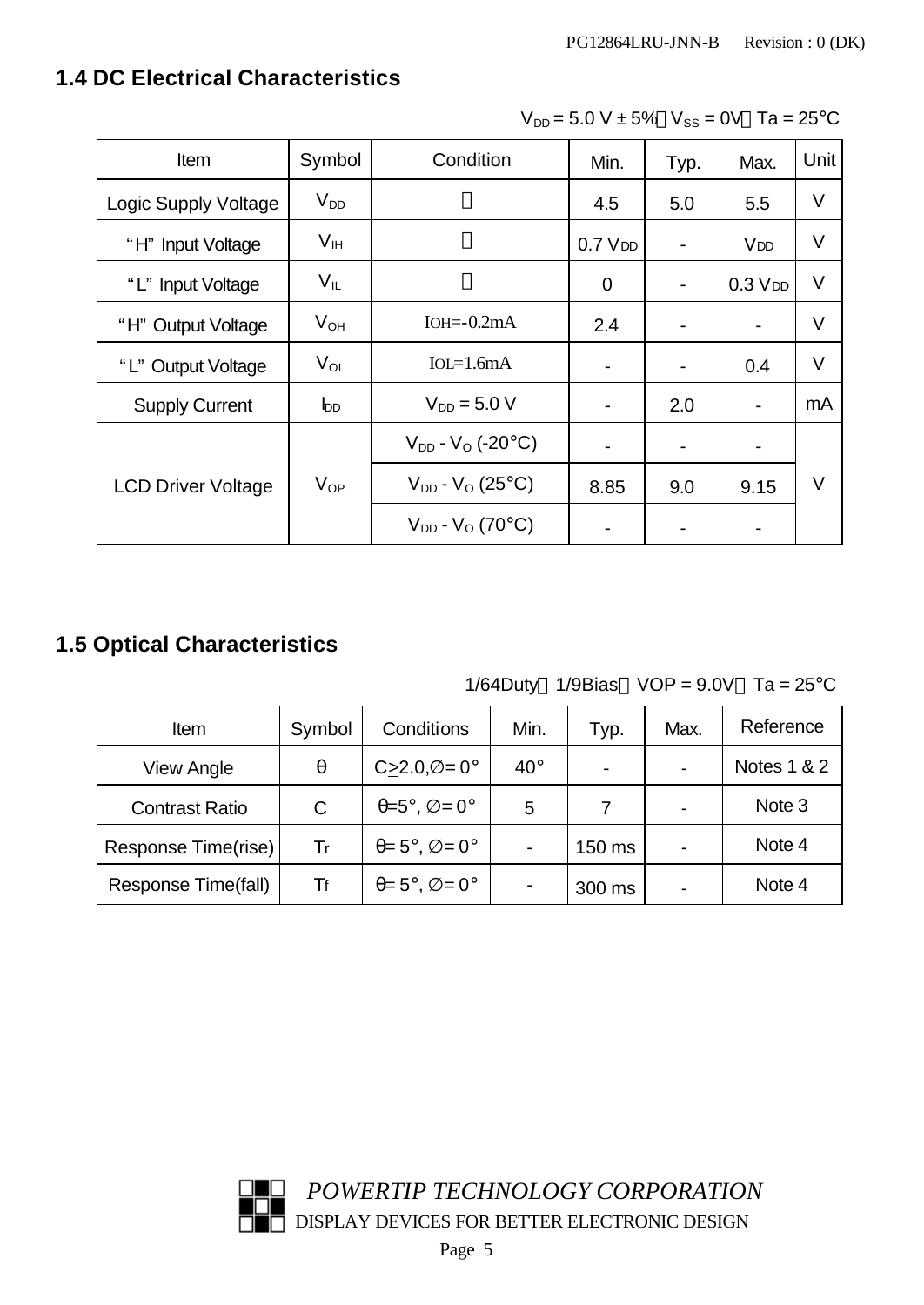## 1.4 DC Electrical Characteristics

$V_{DD}$ = 5.0 V ± 5%，$V_{SS}$ = 0V，Ta = 25°C

| Item | Symbol | Condition | Min. | Typ. | Max. | Unit |
|---|---|---|---|---|---|---|
| Logic Supply Voltage | $V_{DD}$ | － | 4.5 | 5.0 | 5.5 | V |
| "H" Input Voltage | $V_{IH}$ | － | 0.7 $V_{DD}$ | - | $V_{DD}$ | V |
| "L" Input Voltage | $V_{IL}$ | － | 0 | - | 0.3 $V_{DD}$ | V |
| "H" Output Voltage | $V_{OH}$ | $I_{OH}$=-0.2mA | 2.4 | - | - | V |
| "L" Output Voltage | $V_{OL}$ | $I_{OL}$=1.6mA | - | - | 0.4 | V |
| Supply Current | $I_{DD}$ | $V_{DD}$ = 5.0 V | - | 2.0 | - | mA |
| LCD Driver Voltage | $V_{OP}$ | $V_{DD}$ - $V_O$ (-20°C) | - | - | - | V |
| | | $V_{DD}$ - $V_O$ (25°C) | 8.85 | 9.0 | 9.15 | |
| | | $V_{DD}$ - $V_O$ (70°C) | - | - | - | |

## 1.5 Optical Characteristics

1/64Duty，1/9Bias，VOP = 9.0V，Ta = 25°C

| Item | Symbol | Conditions | Min. | Typ. | Max. | Reference |
|---|---|---|---|---|---|---|
| View Angle | θ | C≥2.0,∅= 0° | 40° | - | - | Notes 1 & 2 |
| Contrast Ratio | C | θ=5°, ∅= 0° | 5 | 7 | - | Note 3 |
| Response Time(rise) | Tr | θ= 5°, ∅= 0° | - | 150 ms | - | Note 4 |
| Response Time(fall) | Tf | θ= 5°, ∅= 0° | - | 300 ms | - | Note 4 |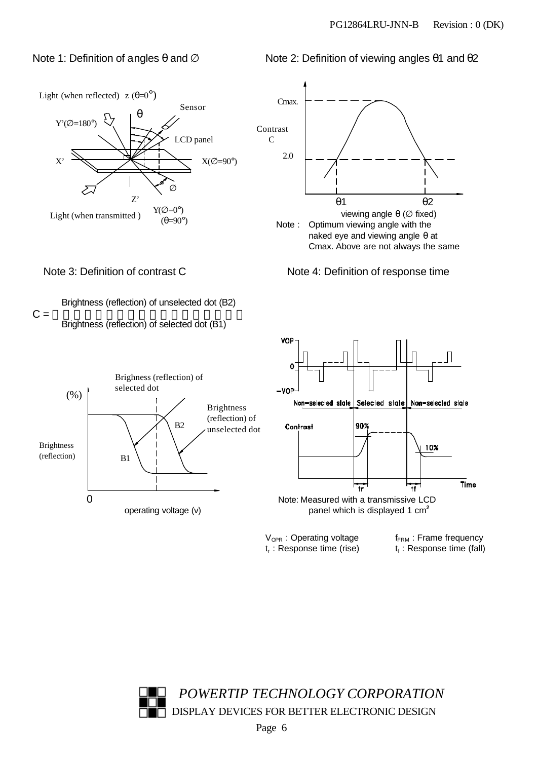Note 1: Definition of angles θ and ∅

Light (when reflected) z (θ=0°)

θ

Sensor

Y'(∅=180°)

LCD panel

X'

X(∅=90°)

∅

Z'

Light (when transmitted )

Y(∅=0°)
(θ=90°)

Note 2: Definition of viewing angles θ1 and θ2

Cmax.

Contrast C

2.0

θ1

θ2

viewing angle θ (∅ fixed)

Note : Optimum viewing angle with the naked eye and viewing angle θ at Cmax. Above are not always the same

Note 3: Definition of contrast C

$$C = \frac{\text{Brightness (reflection) of unselected dot (B2)}}{\text{Brightness (reflection) of selected dot (B1)}}$$

Brighness (reflection) of selected dot

(%)

Brightness (reflection) of unselected dot

B2

Brightness (reflection)

B1

0

operating voltage (v)

Note 4: Definition of response time

VOP

0

-VOP

Non-selected state | Selected state | Non-selected state

Contrast

90%

10%

tr

tf

Time

Note: Measured with a transmissive LCD panel which is displayed 1 $cm^2$

$V_{OPR}$ : Operating voltage

$f_{FRM}$ : Frame frequency

$t_r$ : Response time (rise)

$t_f$ : Response time (fall)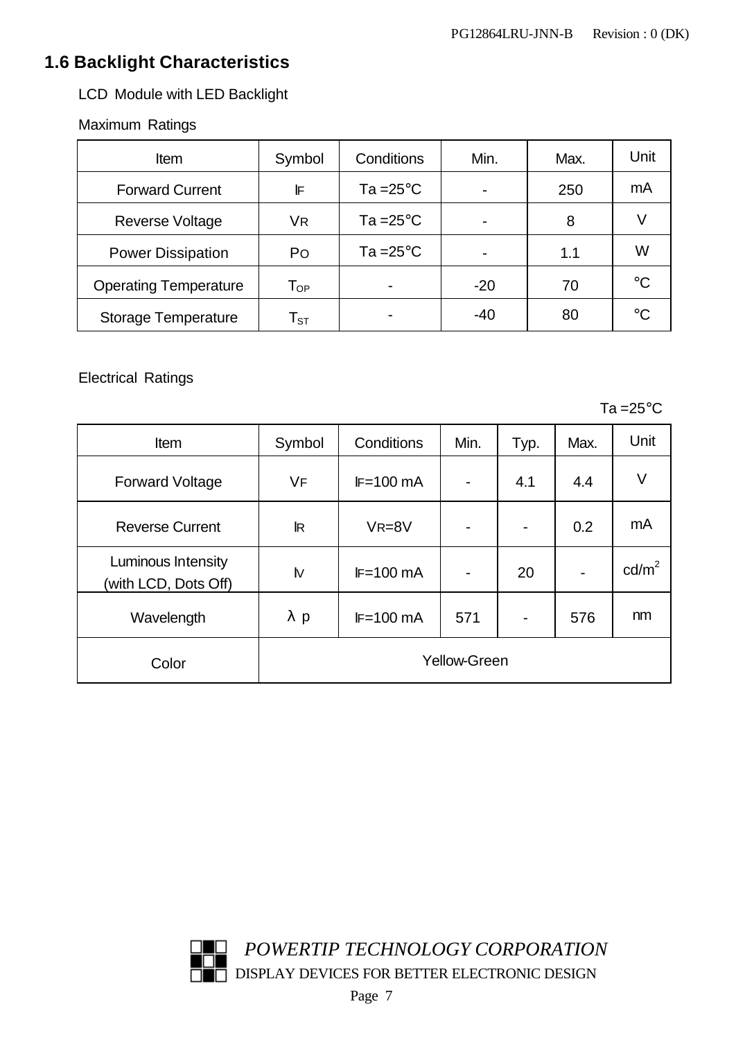## 1.6 Backlight Characteristics

LCD Module with LED Backlight

Maximum Ratings

| Item | Symbol | Conditions | Min. | Max. | Unit |
|---|---|---|---|---|---|
| Forward Current | $I_F$ | Ta =25°C | - | 250 | mA |
| Reverse Voltage | $V_R$ | Ta =25°C | - | 8 | V |
| Power Dissipation | $P_O$ | Ta =25°C | - | 1.1 | W |
| Operating Temperature | $T_{OP}$ | - | -20 | 70 | °C |
| Storage Temperature | $T_{ST}$ | - | -40 | 80 | °C |

Electrical Ratings

Ta =25°C

| Item | Symbol | Conditions | Min. | Typ. | Max. | Unit |
|---|---|---|---|---|---|---|
| Forward Voltage | $V_F$ | $I_F$=100 mA | - | 4.1 | 4.4 | V |
| Reverse Current | $I_R$ | $V_R$=8V | - | - | 0.2 | mA |
| Luminous Intensity (with LCD, Dots Off) | $I_V$ | $I_F$=100 mA | - | 20 | - | cd/$m^2$ |
| Wavelength | $\lambda p$ | $I_F$=100 mA | 571 | - | 576 | nm |
| Color | Yellow-Green | | | | | |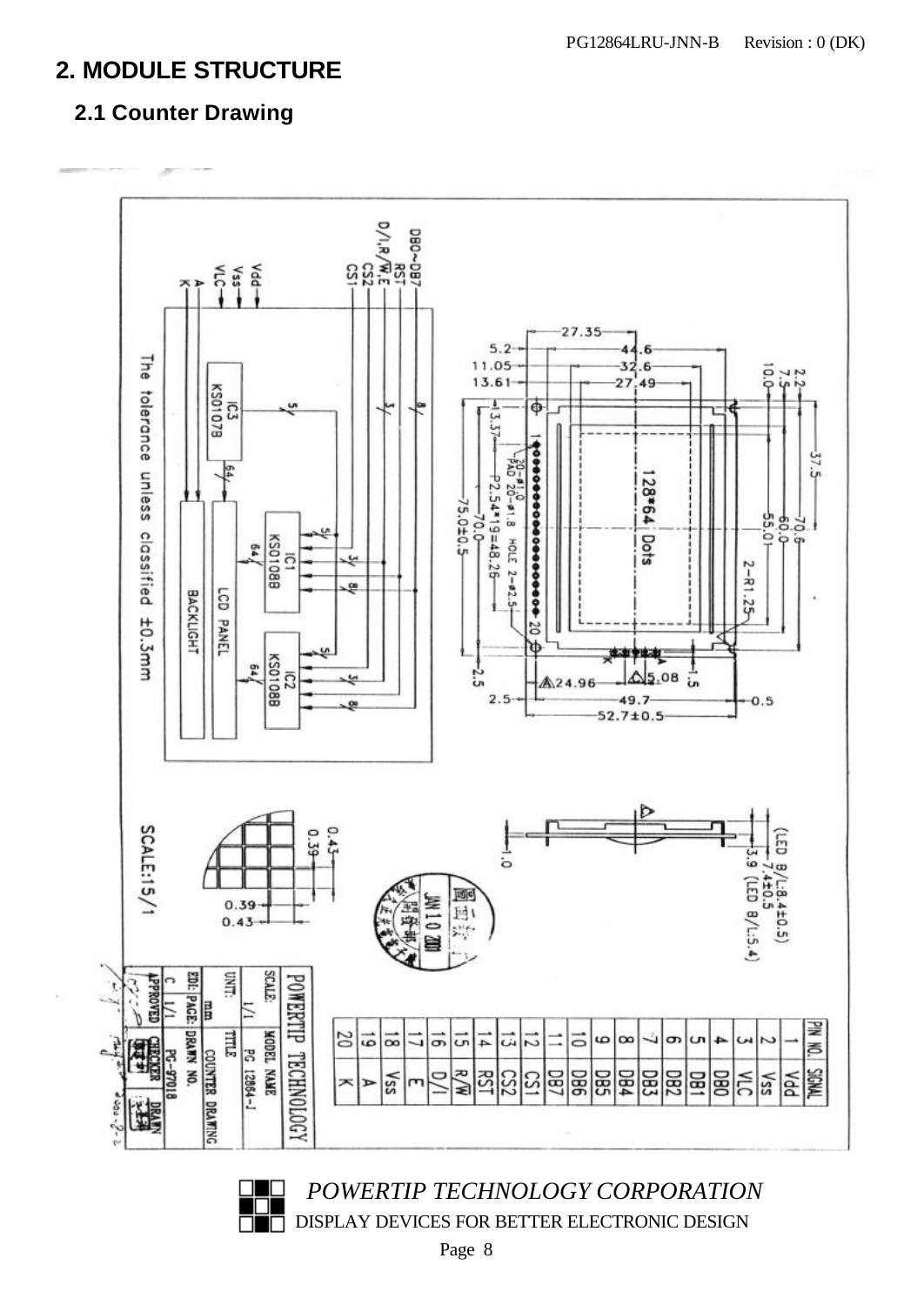## 2. MODULE STRUCTURE

### 2.1 Counter Drawing

| PIN NO. | SIGNAL |
|---|---|
| 1 | Vdd |
| 2 | Vss |
| 3 | VLC |
| 4 | DB0 |
| 5 | DB1 |
| 6 | DB2 |
| 7 | DB3 |
| 8 | DB4 |
| 9 | DB5 |
| 10 | DB6 |
| 11 | DB7 |
| 12 | CS1 |
| 13 | CS2 |
| 14 | RST |
| 15 | R/W |
| 16 | D/I |
| 17 | E |
| 18 | Vss |
| 19 | A |
| 20 | K |

The tolerance unless classified ±0.3mm

SCALE:15/1

| POWERTIP TECHNOLOGY | |
|---|---|
| SCALE: 1/1 | MODEL NAME: PC 12864-J |
| UNIT: mm | TITLE: COUNTER DRAWING |
| EDI: C / PAGE: 1/1 | DRAWN NO. PC-97018 |
| APPROVED | CHECKER / DRAWN |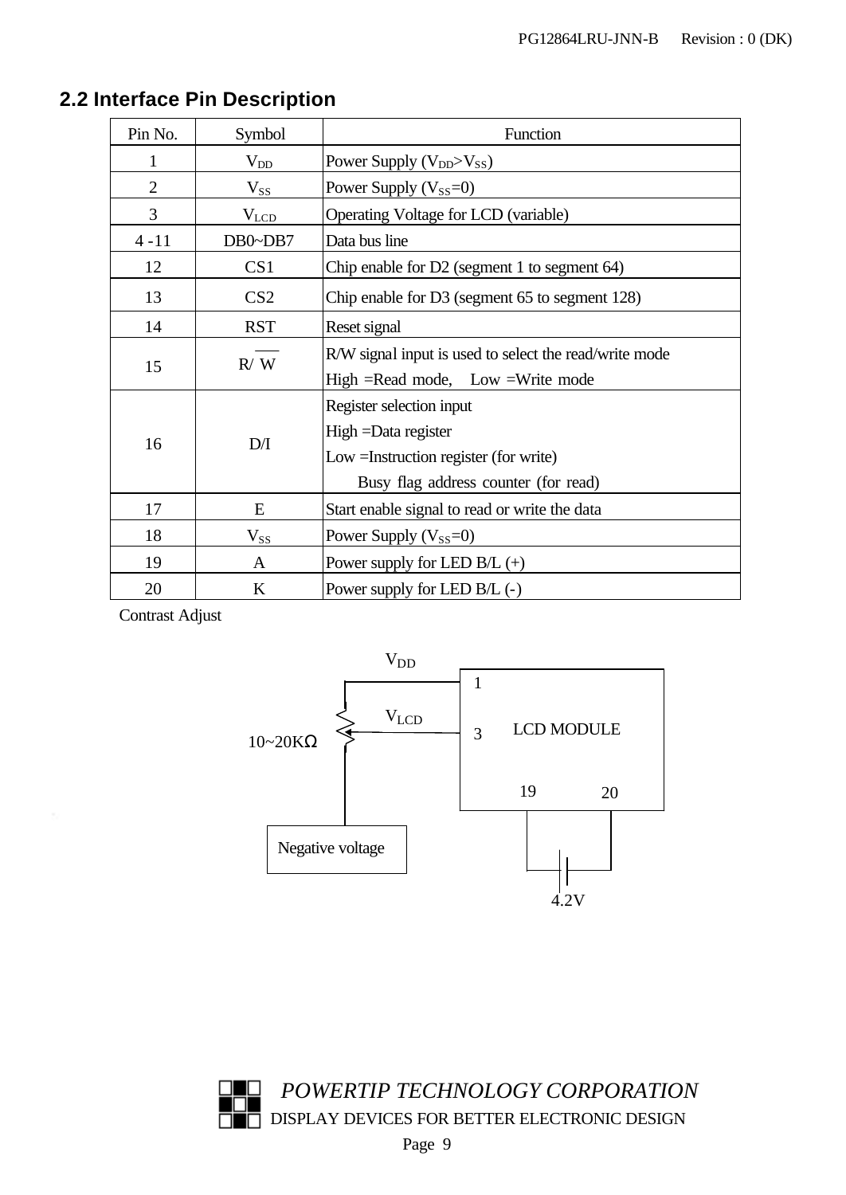## 2.2 Interface Pin Description

| Pin No. | Symbol | Function |
|---|---|---|
| 1 | $V_{DD}$ | Power Supply ($V_{DD}$>$V_{SS}$) |
| 2 | $V_{SS}$ | Power Supply ($V_{SS}$=0) |
| 3 | $V_{LCD}$ | Operating Voltage for LCD (variable) |
| 4 -11 | DB0~DB7 | Data bus line |
| 12 | CS1 | Chip enable for D2 (segment 1 to segment 64) |
| 13 | CS2 | Chip enable for D3 (segment 65 to segment 128) |
| 14 | RST | Reset signal |
| 15 | R/ $\overline{W}$ | R/W signal input is used to select the read/write mode<br>High =Read mode, Low =Write mode |
| 16 | D/I | Register selection input<br>High =Data register<br>Low =Instruction register (for write)<br>Busy flag address counter (for read) |
| 17 | E | Start enable signal to read or write the data |
| 18 | $V_{SS}$ | Power Supply ($V_{SS}$=0) |
| 19 | A | Power supply for LED B/L (+) |
| 20 | K | Power supply for LED B/L (-) |

Contrast Adjust

$V_{DD}$

$V_{LCD}$

10~20KΩ

1

3 LCD MODULE

19 20

Negative voltage

4.2V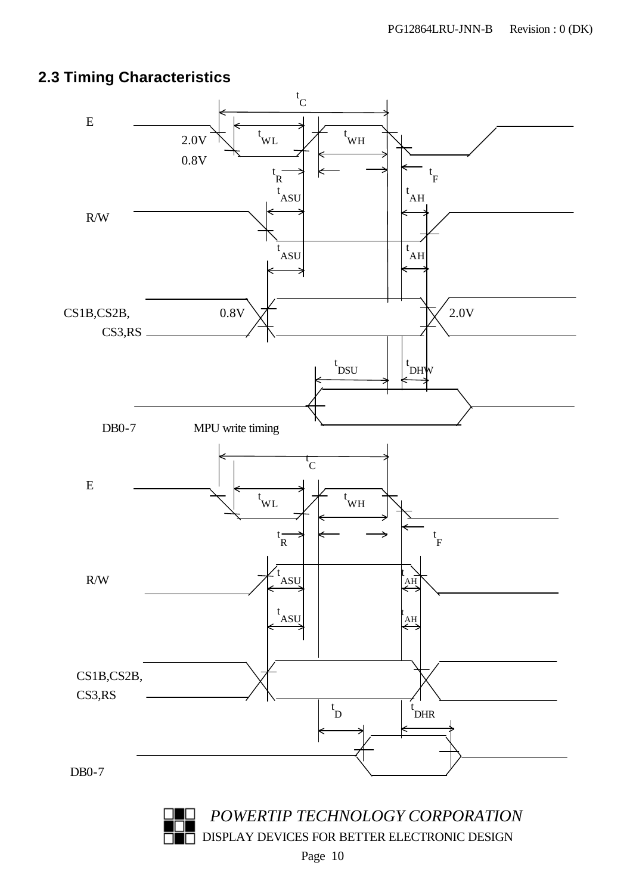## 2.3 Timing Characteristics

E

$t_C$

$t_{WL}$ $t_{WH}$

2.0V

0.8V

$t_R$ $t_F$

$t_{ASU}$ $t_{AH}$

R/W

$t_{ASU}$ $t_{AH}$

CS1B,CS2B, CS3,RS 0.8V 2.0V

$t_{DSU}$ $t_{DHW}$

DB0-7 MPU write timing

E

$t_C$

$t_{WL}$ $t_{WH}$

$t_R$ $t_F$

R/W

$t_{ASU}$ $t_{AH}$

$t_{ASU}$ $t_{AH}$

CS1B,CS2B, CS3,RS

$t_D$ $t_{DHR}$

DB0-7

*POWERTIP TECHNOLOGY CORPORATION*

DISPLAY DEVICES FOR BETTER ELECTRONIC DESIGN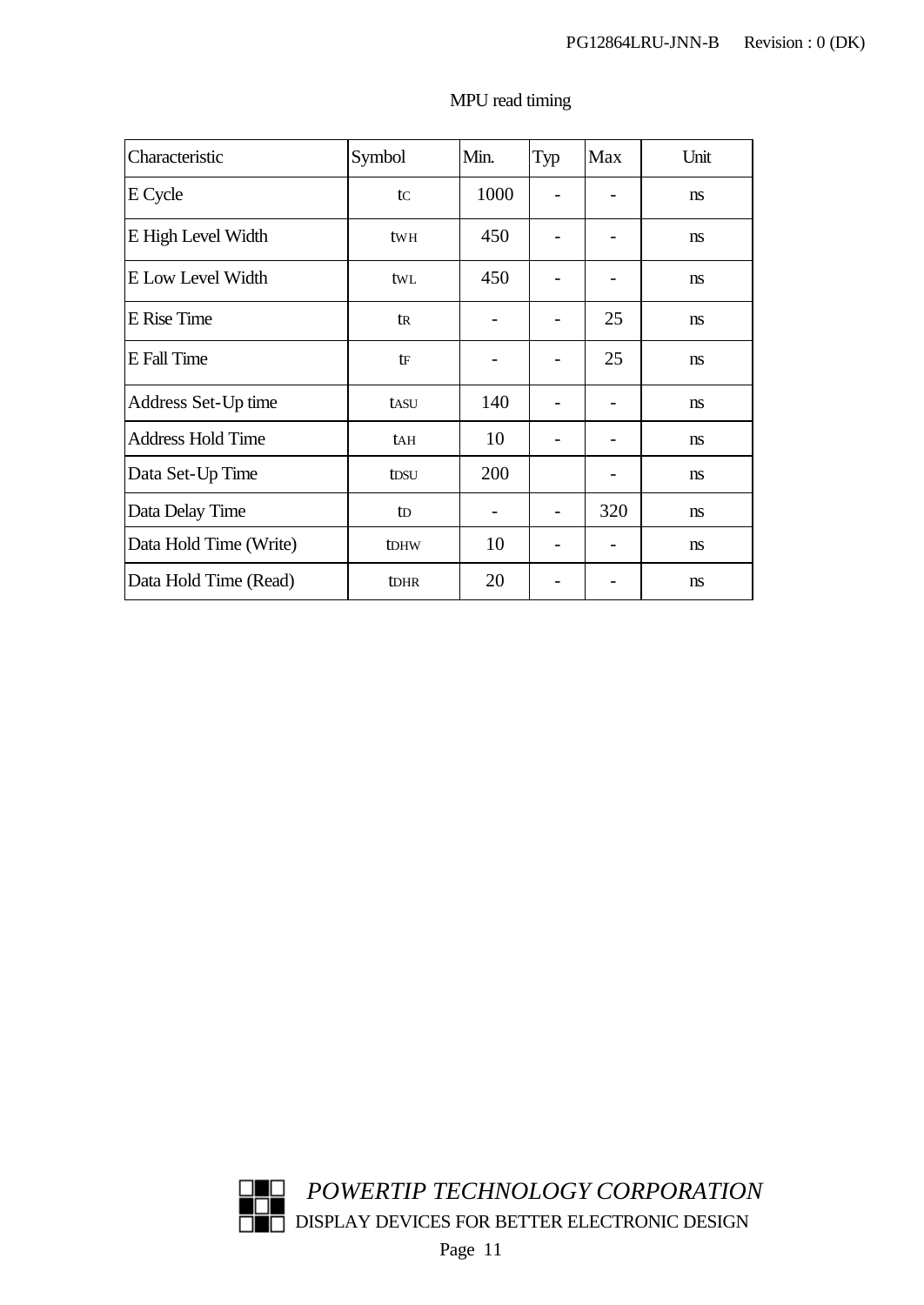MPU read timing

| Characteristic | Symbol | Min. | Typ | Max | Unit |
|---|---|---|---|---|---|
| E Cycle | $t_C$ | 1000 | - | - | ns |
| E High Level Width | $t_{WH}$ | 450 | - | - | ns |
| E Low Level Width | $t_{WL}$ | 450 | - | - | ns |
| E Rise Time | $t_R$ | - | - | 25 | ns |
| E Fall Time | $t_F$ | - | - | 25 | ns |
| Address Set-Up time | $t_{ASU}$ | 140 | - | - | ns |
| Address Hold Time | $t_{AH}$ | 10 | - | - | ns |
| Data Set-Up Time | $t_{DSU}$ | 200 | | - | ns |
| Data Delay Time | $t_D$ | - | - | 320 | ns |
| Data Hold Time (Write) | $t_{DHW}$ | 10 | - | - | ns |
| Data Hold Time (Read) | $t_{DHR}$ | 20 | - | - | ns |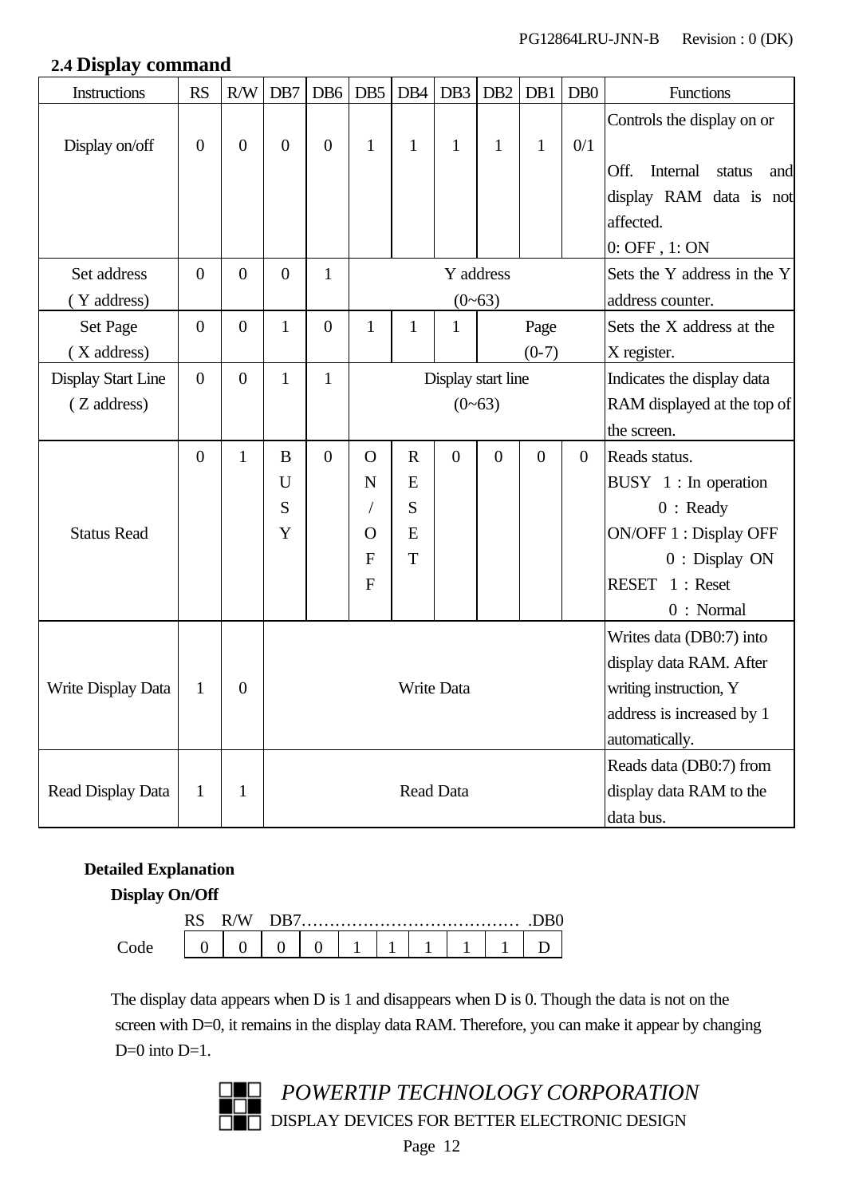## 2.4 Display command

| Instructions | RS | R/W | DB7 | DB6 | DB5 | DB4 | DB3 | DB2 | DB1 | DB0 | Functions |
|---|---|---|---|---|---|---|---|---|---|---|---|
| Display on/off | 0 | 0 | 0 | 0 | 1 | 1 | 1 | 1 | 1 | 0/1 | Controls the display on or Off. Internal status and display RAM data is not affected. 0: OFF , 1: ON |
| Set address ( Y address) | 0 | 0 | 0 | 1 | Y address (0~63) | | | | | | Sets the Y address in the Y address counter. |
| Set Page ( X address) | 0 | 0 | 1 | 0 | 1 | 1 | 1 | Page (0-7) | | | Sets the X address at the X register. |
| Display Start Line ( Z address) | 0 | 0 | 1 | 1 | Display start line (0~63) | | | | | | Indicates the display data RAM displayed at the top of the screen. |
| Status Read | 0 | 1 | BUSY | 0 | ON/OFF | RESET | 0 | 0 | 0 | 0 | Reads status. BUSY 1 : In operation 0 : Ready ON/OFF 1 : Display OFF 0 : Display ON RESET 1 : Reset 0 : Normal |
| Write Display Data | 1 | 0 | Write Data | | | | | | | | Writes data (DB0:7) into display data RAM. After writing instruction, Y address is increased by 1 automatically. |
| Read Display Data | 1 | 1 | Read Data | | | | | | | | Reads data (DB0:7) from display data RAM to the data bus. |

**Detailed Explanation**

**Display On/Off**

| | RS | R/W | DB7 | | | | | | | DB0 |
|---|---|---|---|---|---|---|---|---|---|---|
| Code | 0 | 0 | 0 | 0 | 1 | 1 | 1 | 1 | 1 | D |

The display data appears when D is 1 and disappears when D is 0. Though the data is not on the screen with D=0, it remains in the display data RAM. Therefore, you can make it appear by changing D=0 into D=1.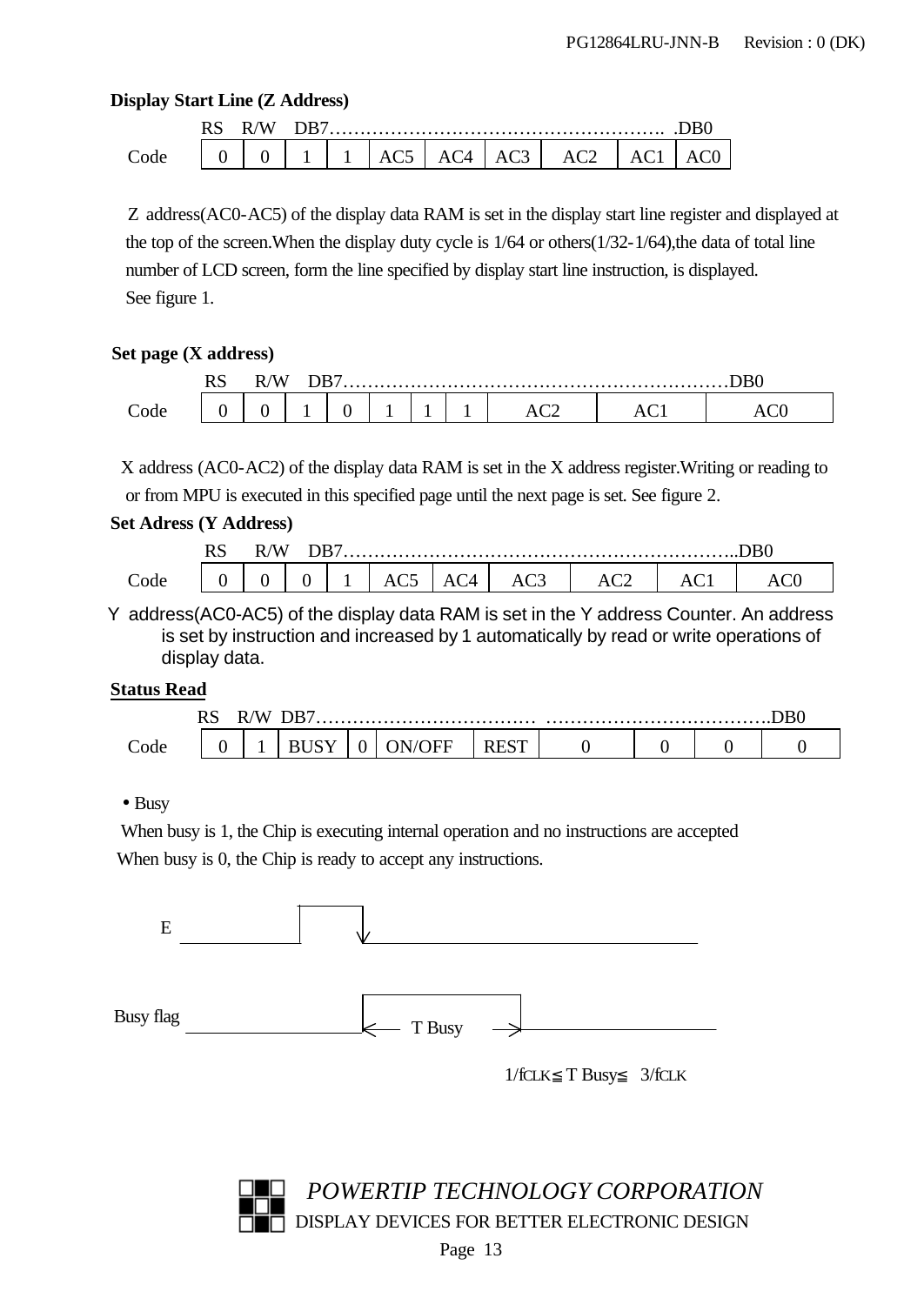### Display Start Line (Z Address)

| | RS | R/W | DB7 | | | | | | | DB0 |
|---|---|---|---|---|---|---|---|---|---|---|
| Code | 0 | 0 | 1 | 1 | AC5 | AC4 | AC3 | AC2 | AC1 | AC0 |

Z address(AC0-AC5) of the display data RAM is set in the display start line register and displayed at the top of the screen.When the display duty cycle is 1/64 or others(1/32-1/64),the data of total line number of LCD screen, form the line specified by display start line instruction, is displayed. See figure 1.

### Set page (X address)

| | RS | R/W | DB7 | | | | | | | DB0 |
|---|---|---|---|---|---|---|---|---|---|---|
| Code | 0 | 0 | 1 | 0 | 1 | 1 | 1 | AC2 | AC1 | AC0 |

X address (AC0-AC2) of the display data RAM is set in the X address register.Writing or reading to or from MPU is executed in this specified page until the next page is set. See figure 2.

### Set Adress (Y Address)

| | RS | R/W | DB7 | | | | | | | DB0 |
|---|---|---|---|---|---|---|---|---|---|---|
| Code | 0 | 0 | 0 | 1 | AC5 | AC4 | AC3 | AC2 | AC1 | AC0 |

Y address(AC0-AC5) of the display data RAM is set in the Y address Counter. An address is set by instruction and increased by 1 automatically by read or write operations of display data.

### Status Read

| | RS | R/W | DB7 | | | | | | | DB0 |
|---|---|---|---|---|---|---|---|---|---|---|
| Code | 0 | 1 | BUSY | 0 | ON/OFF | REST | 0 | 0 | 0 | 0 |

- Busy

When busy is 1, the Chip is executing internal operation and no instructions are accepted

When busy is 0, the Chip is ready to accept any instructions.

E

Busy flag

T Busy

$1/f_{CLK} \leqq T\ Busy \leqq 3/f_{CLK}$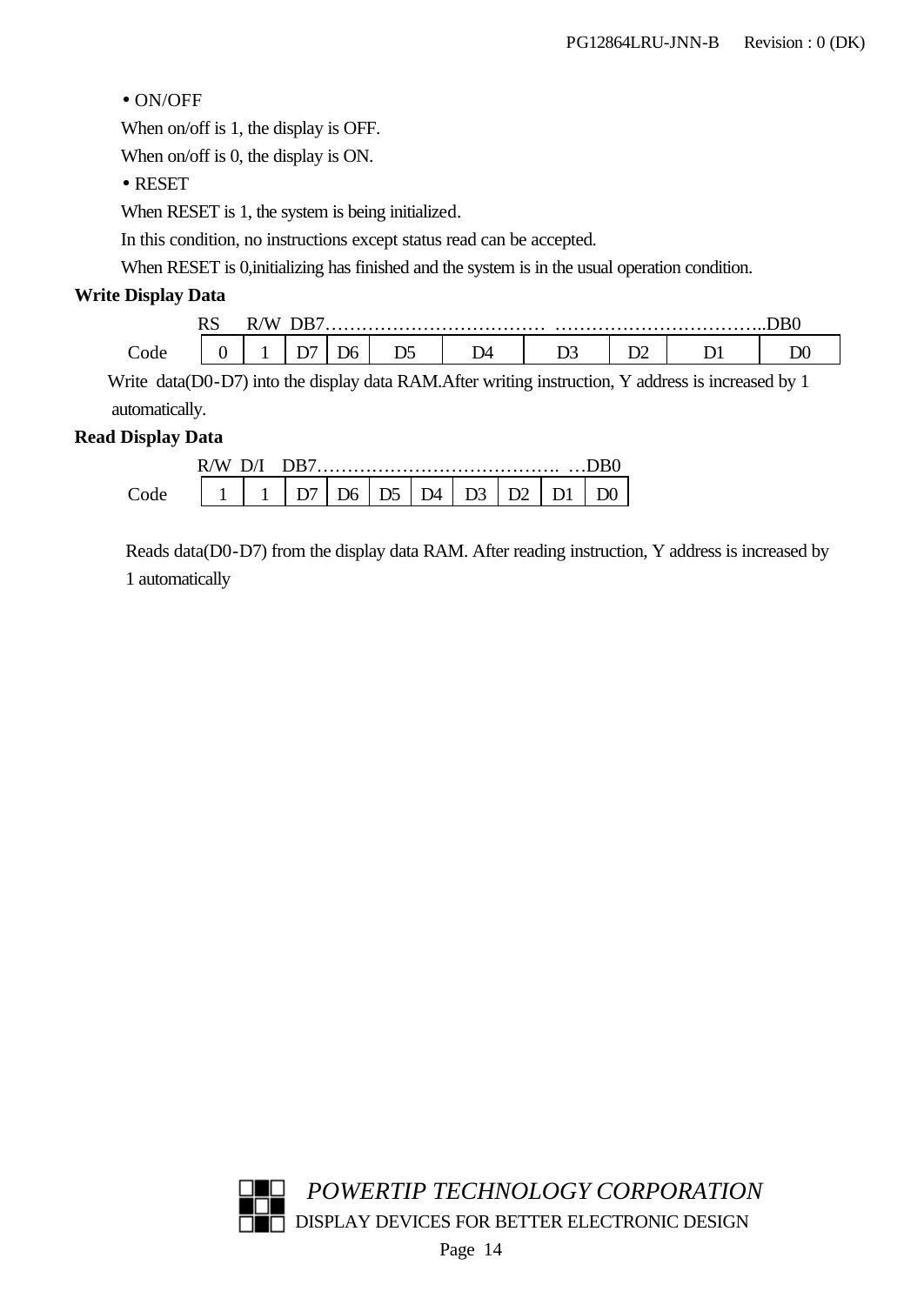- ON/OFF

  When on/off is 1, the display is OFF.

  When on/off is 0, the display is ON.

- RESET

  When RESET is 1, the system is being initialized.

  In this condition, no instructions except status read can be accepted.

  When RESET is 0,initializing has finished and the system is in the usual operation condition.

**Write Display Data**

|  | RS | R/W | DB7 |  |  |  |  |  |  | DB0 |
|---|---|---|---|---|---|---|---|---|---|---|
| Code | 0 | 1 | D7 | D6 | D5 | D4 | D3 | D2 | D1 | D0 |

Write data(D0-D7) into the display data RAM.After writing instruction, Y address is increased by 1 automatically.

**Read Display Data**

|  | R/W | D/I | DB7 |  |  |  |  |  |  | DB0 |
|---|---|---|---|---|---|---|---|---|---|---|
| Code | 1 | 1 | D7 | D6 | D5 | D4 | D3 | D2 | D1 | D0 |

Reads data(D0-D7) from the display data RAM. After reading instruction, Y address is increased by 1 automatically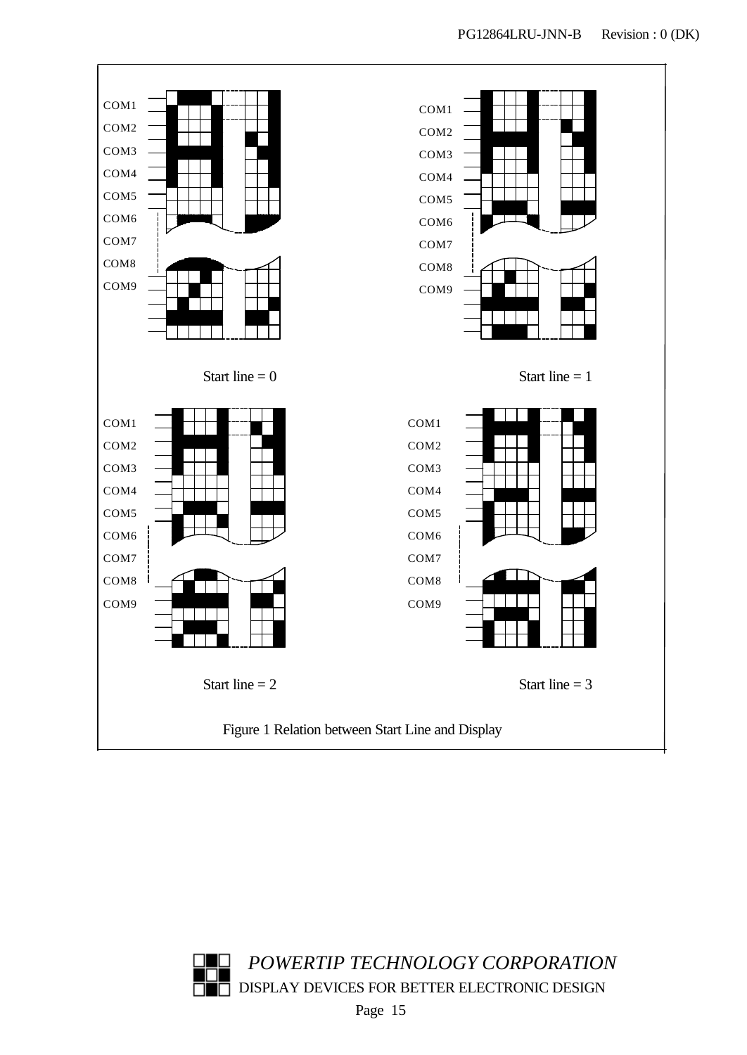COM1
COM2
COM3
COM4
COM5
COM6
COM7
COM8
COM9

Start line = 0

COM1
COM2
COM3
COM4
COM5
COM6
COM7
COM8
COM9

Start line = 1

COM1
COM2
COM3
COM4
COM5
COM6
COM7
COM8
COM9

Start line = 2

COM1
COM2
COM3
COM4
COM5
COM6
COM7
COM8
COM9

Start line = 3

Figure 1 Relation between Start Line and Display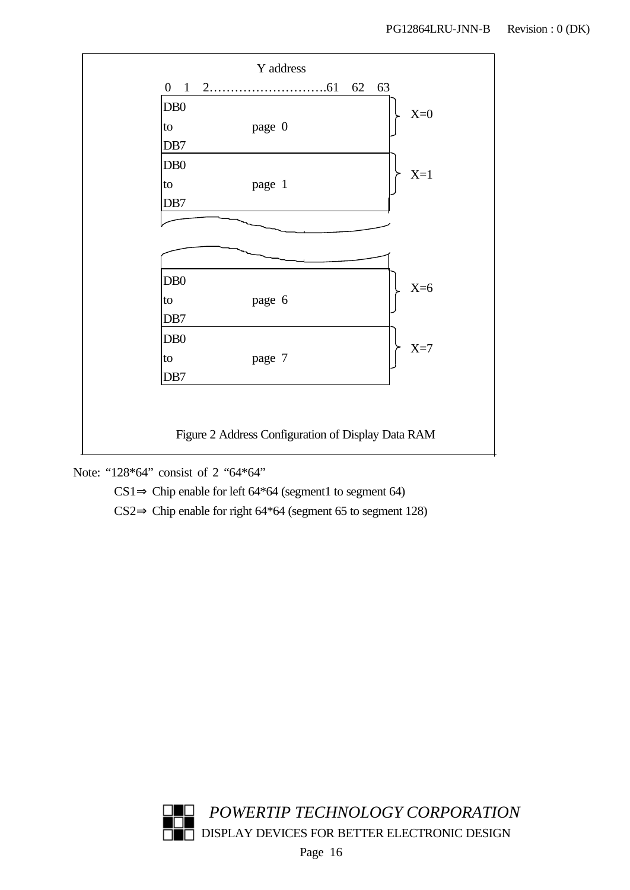Y address

0 1 2……………………….61 62 63

| | Y address 0 … 63 | Page |
|---|---|---|
| DB0 to DB7 | page 0 | X=0 |
| DB0 to DB7 | page 1 | X=1 |
| … | … | … |
| DB0 to DB7 | page 6 | X=6 |
| DB0 to DB7 | page 7 | X=7 |

Figure 2 Address Configuration of Display Data RAM

Note: "128*64" consist of 2 "64*64"

CS1⇒ Chip enable for left 64*64 (segment1 to segment 64)

CS2⇒ Chip enable for right 64*64 (segment 65 to segment 128)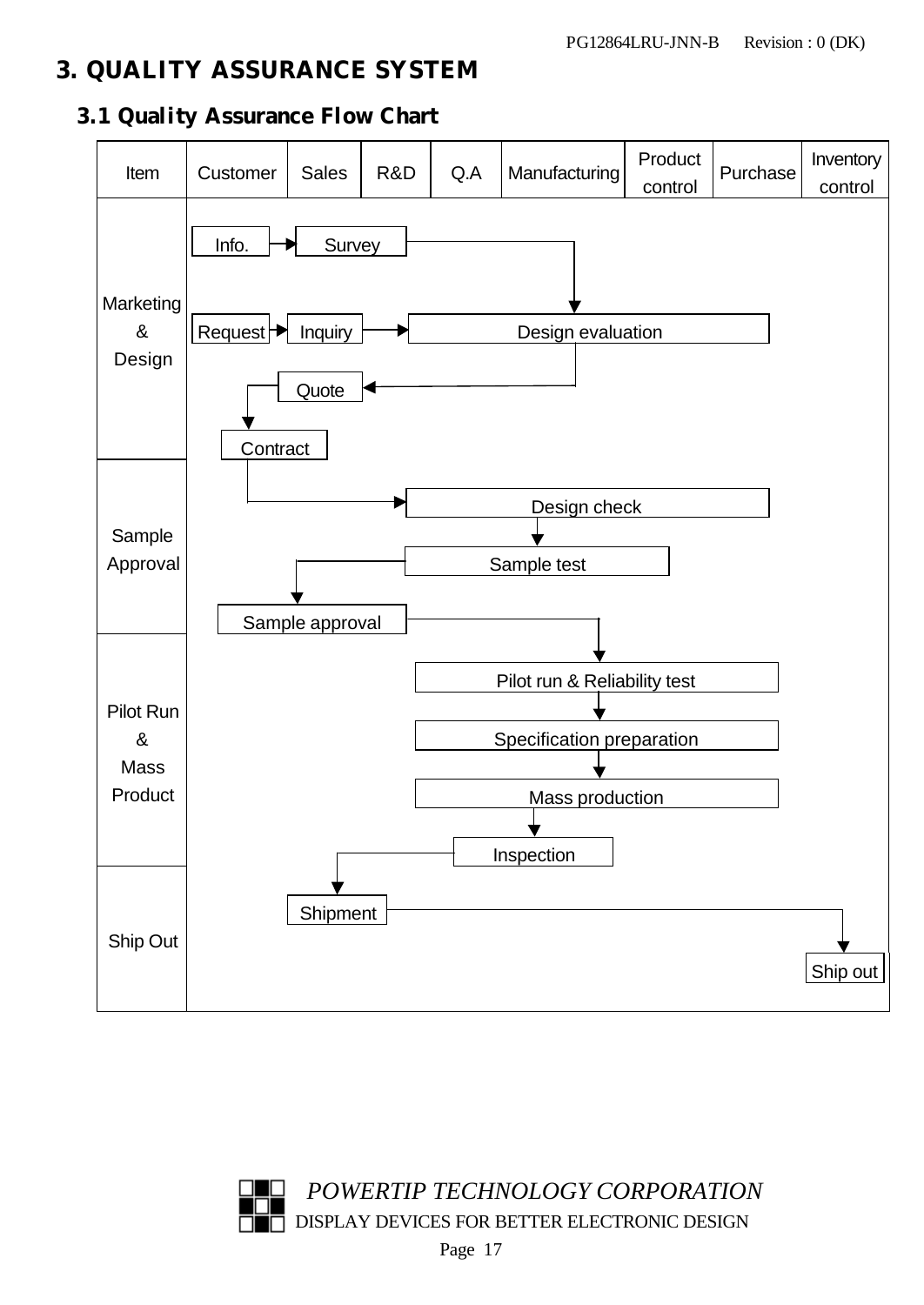# 3. QUALITY ASSURANCE SYSTEM

## 3.1 Quality Assurance Flow Chart

| Item | Customer | Sales | R&D | Q.A | Manufacturing | Product control | Purchase | Inventory control |
|---|---|---|---|---|---|---|---|---|
| Marketing & Design | Info. → Request → Contract | Survey → Inquiry → Quote | | Design evaluation | | | | |
| Sample Approval | Sample approval | | | Design check → Sample test | | | | |
| Pilot Run & Mass Product | | | | Pilot run & Reliability test → Specification preparation → Mass production → Inspection | | | | |
| Ship Out | | Shipment | | | | | | Ship out |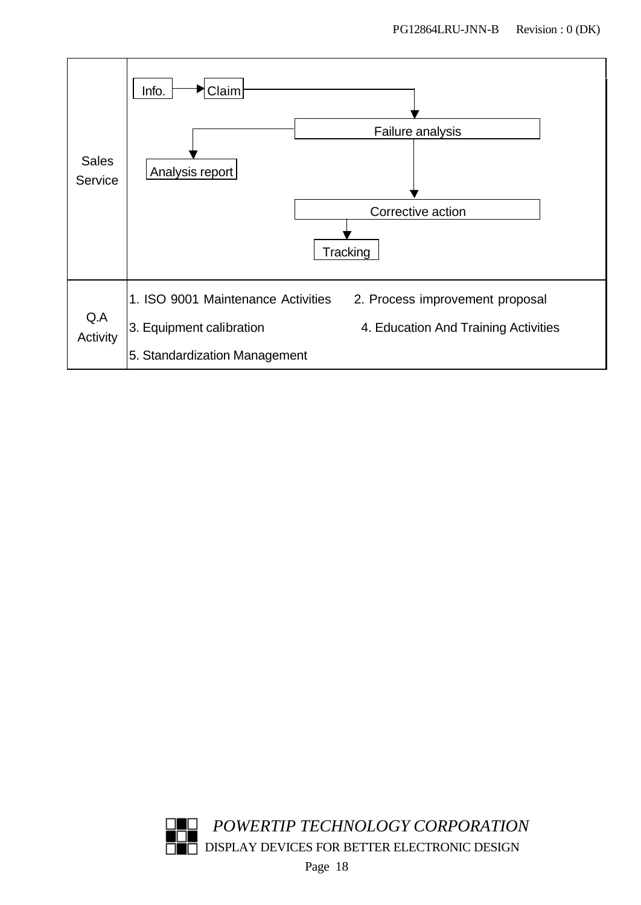| | |
|---|---|
| Sales Service | Info. → Claim → Failure analysis → Analysis report<br>Failure analysis → Corrective action → Tracking |
| Q.A Activity | 1. ISO 9001 Maintenance Activities 2. Process improvement proposal<br>3. Equipment calibration 4. Education And Training Activities<br>5. Standardization Management |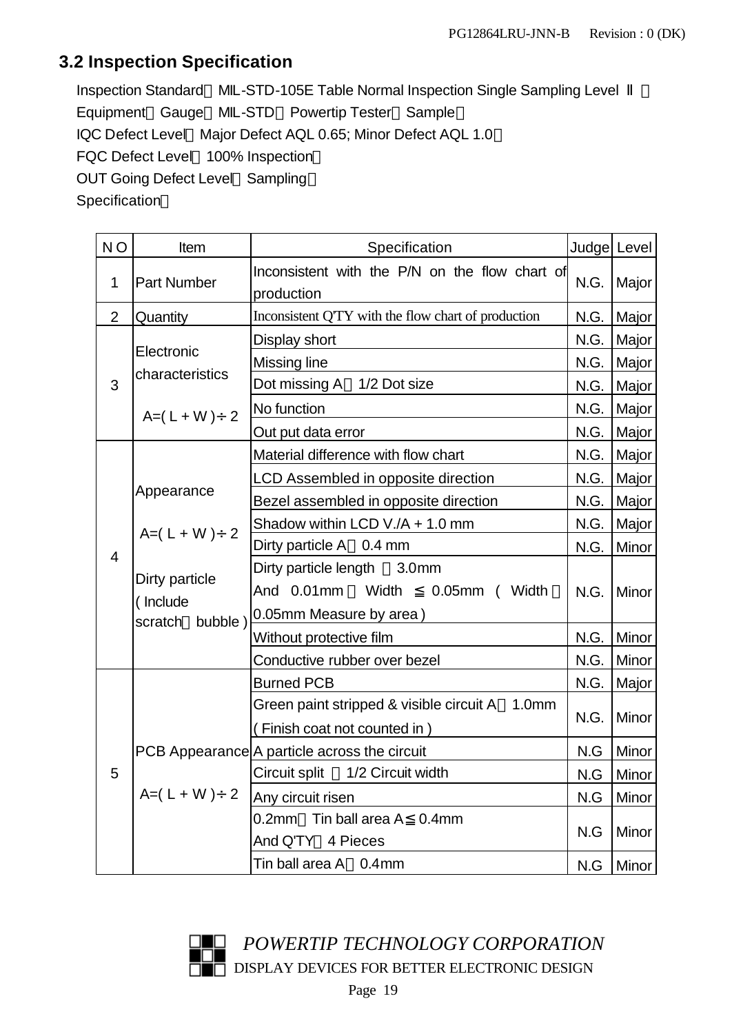## 3.2 Inspection Specification

Inspection Standard：MIL-STD-105E Table Normal Inspection Single Sampling Level Ⅱ。

Equipment：Gauge、MIL-STD、Powertip Tester、Sample。

IQC Defect Level：Major Defect AQL 0.65; Minor Defect AQL 1.0。

FQC Defect Level：100% Inspection。

OUT Going Defect Level：Sampling。

Specification：

| NO | Item | Specification | Judge | Level |
|---|---|---|---|---|
| 1 | Part Number | Inconsistent with the P/N on the flow chart of production | N.G. | Major |
| 2 | Quantity | Inconsistent Q'TY with the flow chart of production | N.G. | Major |
| 3 | Electronic characteristics<br>A=( L + W )÷ 2 | Display short | N.G. | Major |
| | | Missing line | N.G. | Major |
| | | Dot missing A＞1/2 Dot size | N.G. | Major |
| | | No function | N.G. | Major |
| | | Out put data error | N.G. | Major |
| 4 | Appearance<br>A=( L + W )÷ 2<br>Dirty particle ( Include scratch、bubble ) | Material difference with flow chart | N.G. | Major |
| | | LCD Assembled in opposite direction | N.G. | Major |
| | | Bezel assembled in opposite direction | N.G. | Major |
| | | Shadow within LCD V./A + 1.0 mm | N.G. | Major |
| | | Dirty particle A＞0.4 mm | N.G. | Minor |
| | | Dirty particle length ＞3.0mm And 0.01mm ＜Width ≦0.05mm ( Width ＞0.05mm Measure by area ) | N.G. | Minor |
| | | Without protective film | N.G. | Minor |
| | | Conductive rubber over bezel | N.G. | Minor |
| 5 | PCB Appearance<br>A=( L + W )÷ 2 | Burned PCB | N.G. | Major |
| | | Green paint stripped & visible circuit A＞1.0mm ( Finish coat not counted in ) | N.G. | Minor |
| | | A particle across the circuit | N.G | Minor |
| | | Circuit split ＞1/2 Circuit width | N.G | Minor |
| | | Any circuit risen | N.G | Minor |
| | | 0.2mm＜Tin ball area A≦0.4mm And Q'TY＞4 Pieces | N.G | Minor |
| | | Tin ball area A＞0.4mm | N.G | Minor |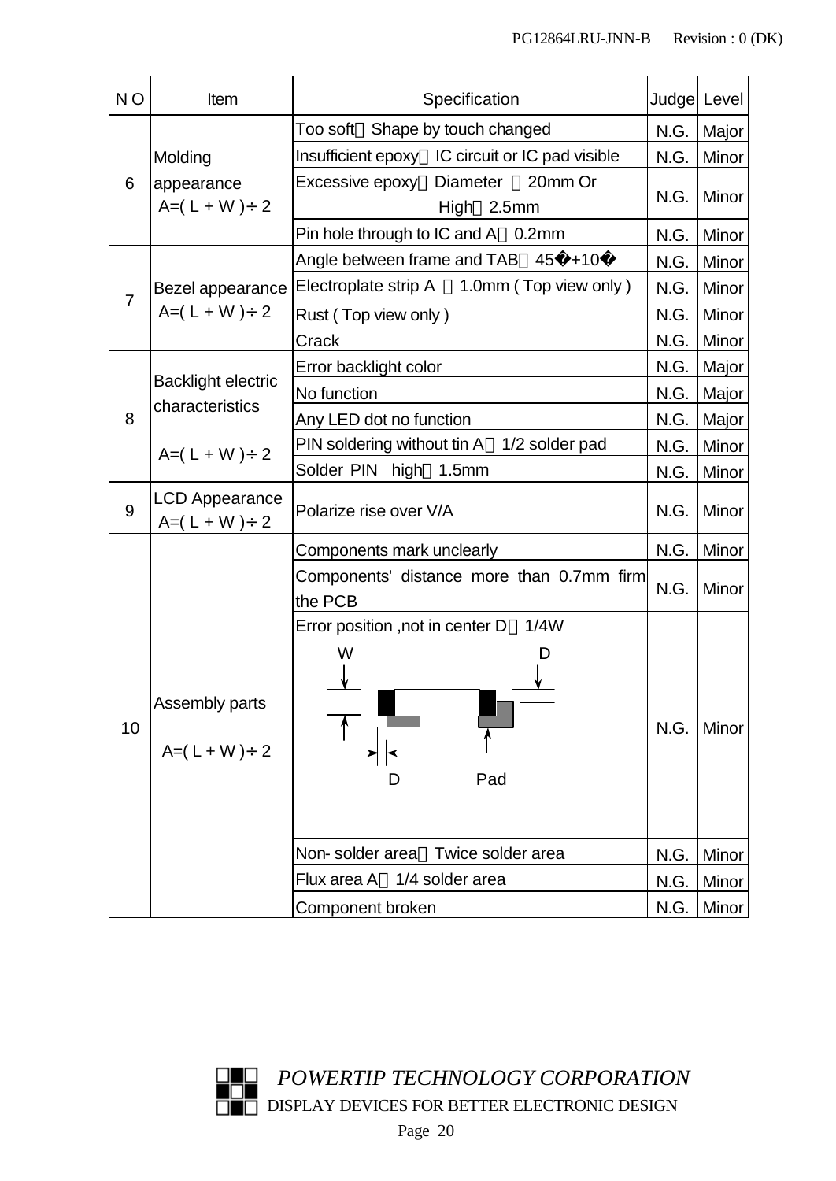| N O | Item | Specification | Judge | Level |
|---|---|---|---|---|
| 6 | Molding appearance A=( L + W )÷ 2 | Too soft，Shape by touch changed | N.G. | Major |
| | | Insufficient epoxy，IC circuit or IC pad visible | N.G. | Minor |
| | | Excessive epoxy，Diameter ＞20mm Or High＞2.5mm | N.G. | Minor |
| | | Pin hole through to IC and A＞0.2mm | N.G. | Minor |
| 7 | Bezel appearance A=( L + W )÷ 2 | Angle between frame and TAB＞45�+10� | N.G. | Minor |
| | | Electroplate strip A ＞1.0mm ( Top view only ) | N.G. | Minor |
| | | Rust ( Top view only ) | N.G. | Minor |
| | | Crack | N.G. | Minor |
| 8 | Backlight electric characteristics A=( L + W )÷ 2 | Error backlight color | N.G. | Major |
| | | No function | N.G. | Major |
| | | Any LED dot no function | N.G. | Major |
| | | PIN soldering without tin A＞1/2 solder pad | N.G. | Minor |
| | | Solder PIN high＞1.5mm | N.G. | Minor |
| 9 | LCD Appearance A=( L + W )÷ 2 | Polarize rise over V/A | N.G. | Minor |
| 10 | Assembly parts A=( L + W )÷ 2 | Components mark unclearly | N.G. | Minor |
| | | Components' distance more than 0.7mm firm the PCB | N.G. | Minor |
| | | Error position ,not in center D＞1/4W (figure: W, D, Pad) | N.G. | Minor |
| | | Non- solder area＞Twice solder area | N.G. | Minor |
| | | Flux area A＞1/4 solder area | N.G. | Minor |
| | | Component broken | N.G. | Minor |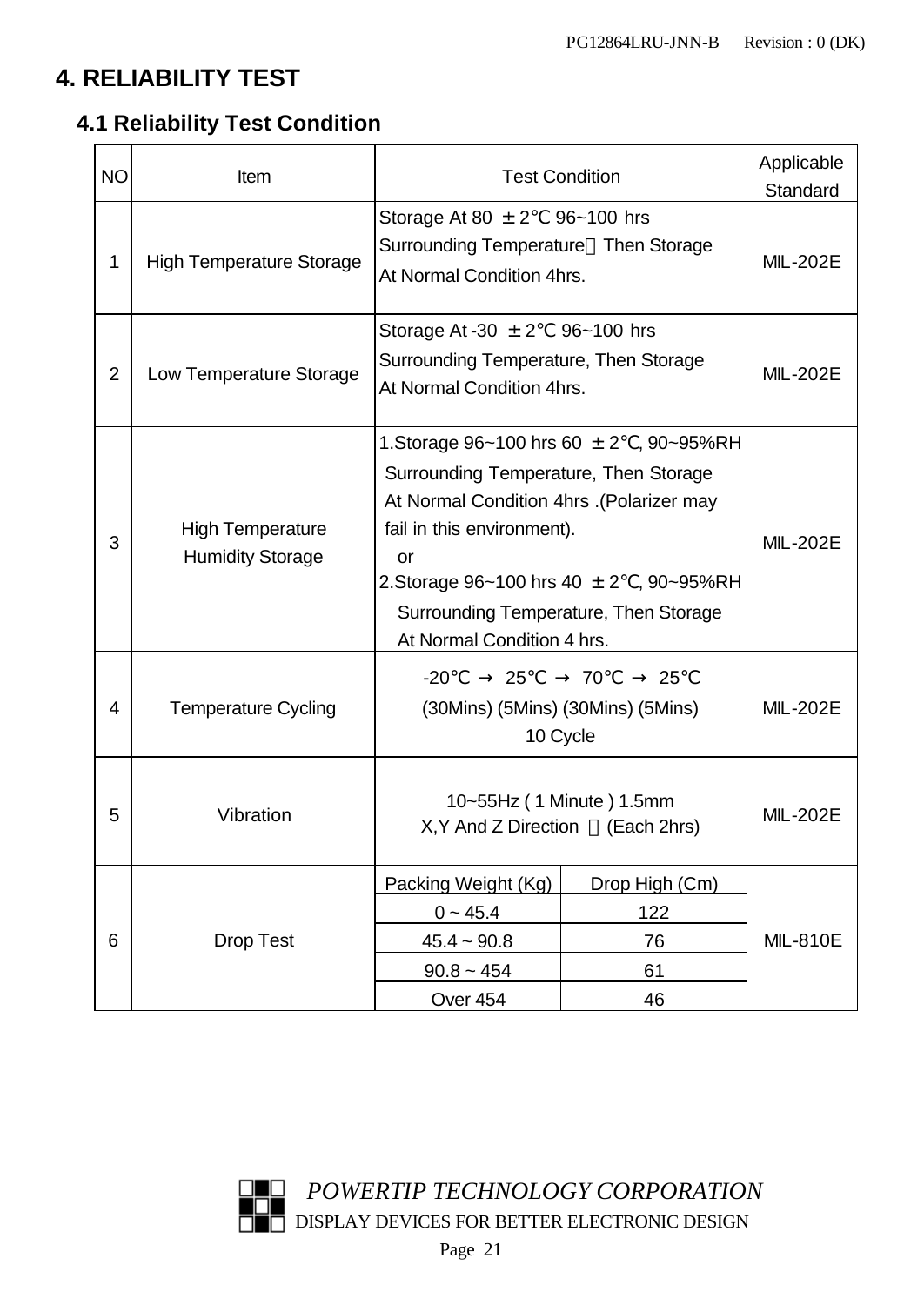# 4. RELIABILITY TEST

## 4.1 Reliability Test Condition

| NO | Item | Test Condition | | Applicable Standard |
|---|---|---|---|---|
| 1 | High Temperature Storage | Storage At 80 ±2℃ 96~100 hrs Surrounding Temperature，Then Storage At Normal Condition 4hrs. | | MIL-202E |
| 2 | Low Temperature Storage | Storage At -30 ±2℃ 96~100 hrs Surrounding Temperature, Then Storage At Normal Condition 4hrs. | | MIL-202E |
| 3 | High Temperature Humidity Storage | 1.Storage 96~100 hrs 60 ±2℃, 90~95%RH Surrounding Temperature, Then Storage At Normal Condition 4hrs .(Polarizer may fail in this environment). or 2.Storage 96~100 hrs 40 ±2℃, 90~95%RH Surrounding Temperature, Then Storage At Normal Condition 4 hrs. | | MIL-202E |
| 4 | Temperature Cycling | -20℃ → 25℃ → 70℃ → 25℃ (30Mins) (5Mins) (30Mins) (5Mins) 10 Cycle | | MIL-202E |
| 5 | Vibration | 10~55Hz ( 1 Minute ) 1.5mm X,Y And Z Direction ，(Each 2hrs) | | MIL-202E |
| 6 | Drop Test | Packing Weight (Kg) | Drop High (Cm) | MIL-810E |
| | | 0 ~ 45.4 | 122 | |
| | | 45.4 ~ 90.8 | 76 | |
| | | 90.8 ~ 454 | 61 | |
| | | Over 454 | 46 | |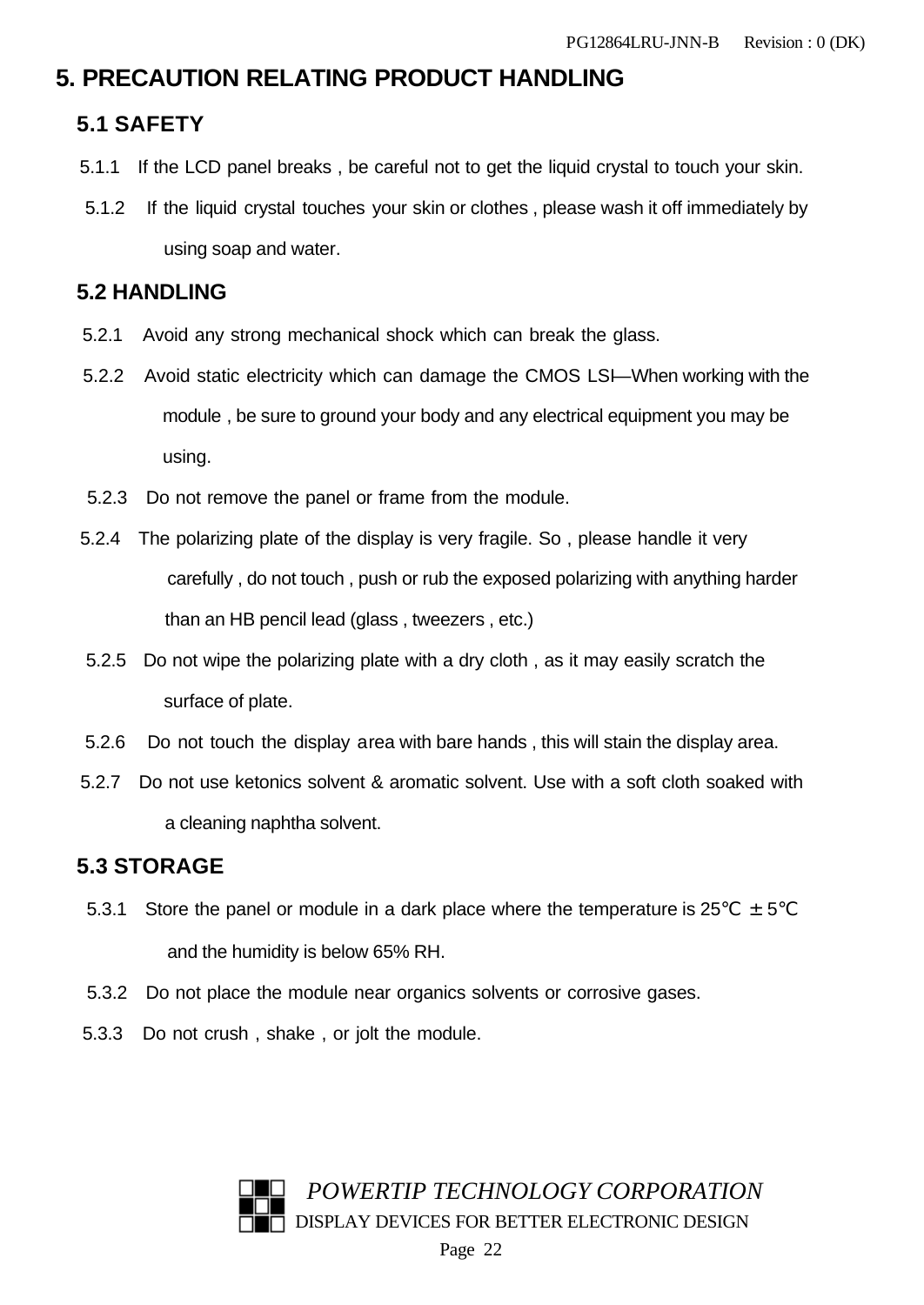# 5. PRECAUTION RELATING PRODUCT HANDLING

## 5.1 SAFETY

5.1.1 If the LCD panel breaks , be careful not to get the liquid crystal to touch your skin.

5.1.2 If the liquid crystal touches your skin or clothes , please wash it off immediately by using soap and water.

## 5.2 HANDLING

5.2.1 Avoid any strong mechanical shock which can break the glass.

5.2.2 Avoid static electricity which can damage the CMOS LSI—When working with the module , be sure to ground your body and any electrical equipment you may be using.

5.2.3 Do not remove the panel or frame from the module.

5.2.4 The polarizing plate of the display is very fragile. So , please handle it very carefully , do not touch , push or rub the exposed polarizing with anything harder than an HB pencil lead (glass , tweezers , etc.)

5.2.5 Do not wipe the polarizing plate with a dry cloth , as it may easily scratch the surface of plate.

5.2.6 Do not touch the display area with bare hands , this will stain the display area.

5.2.7 Do not use ketonics solvent & aromatic solvent. Use with a soft cloth soaked with a cleaning naphtha solvent.

## 5.3 STORAGE

5.3.1 Store the panel or module in a dark place where the temperature is 25℃ ±5℃ and the humidity is below 65% RH.

5.3.2 Do not place the module near organics solvents or corrosive gases.

5.3.3 Do not crush , shake , or jolt the module.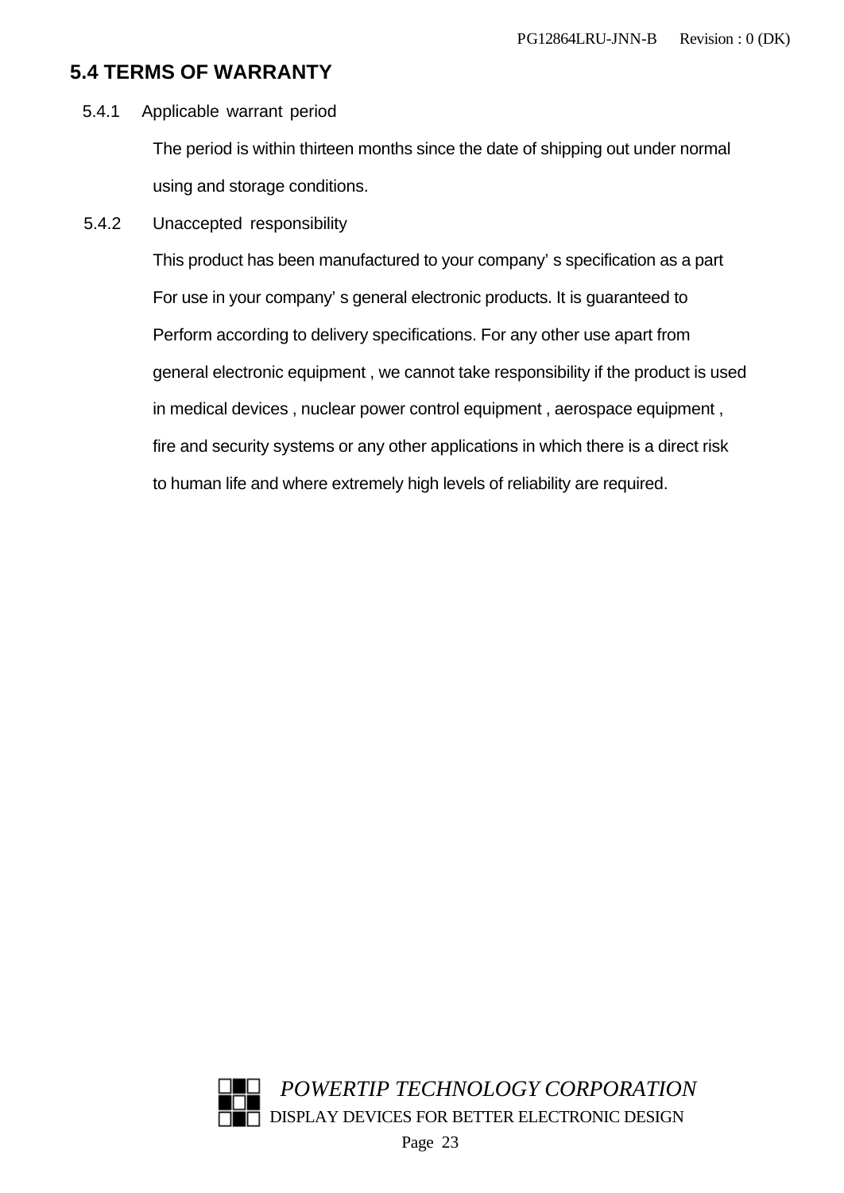## 5.4 TERMS OF WARRANTY

5.4.1 Applicable warrant period

The period is within thirteen months since the date of shipping out under normal using and storage conditions.

5.4.2 Unaccepted responsibility

This product has been manufactured to your company' s specification as a part For use in your company' s general electronic products. It is guaranteed to Perform according to delivery specifications. For any other use apart from general electronic equipment , we cannot take responsibility if the product is used in medical devices , nuclear power control equipment , aerospace equipment , fire and security systems or any other applications in which there is a direct risk to human life and where extremely high levels of reliability are required.